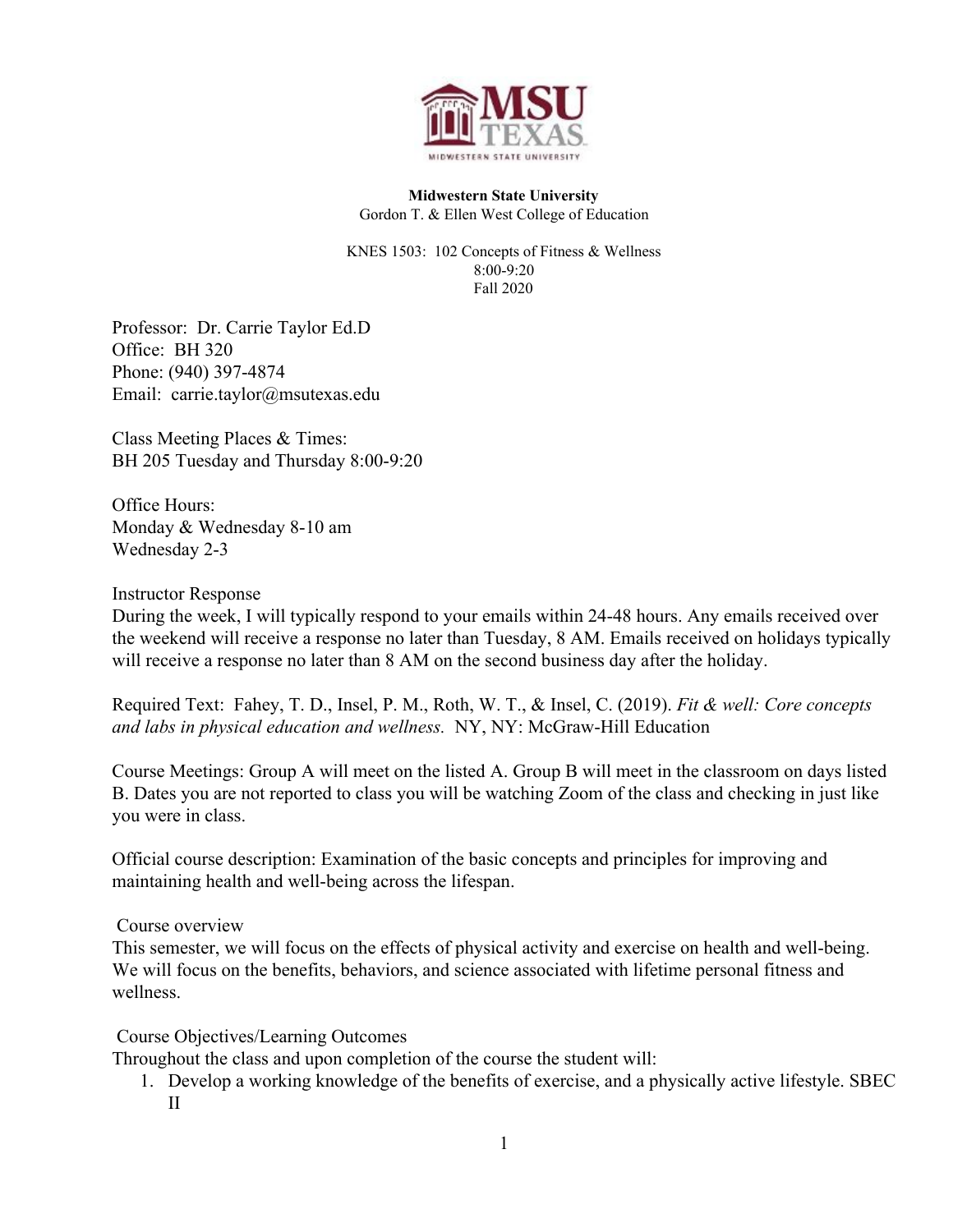**Midwestern State University**
Gordon T. & Ellen West College of Education

KNES 1503: 102 Concepts of Fitness & Wellness
8:00-9:20
Fall 2020

Professor: Dr. Carrie Taylor Ed.D
Office: BH 320
Phone: (940) 397-4874
Email: carrie.taylor@msutexas.edu

Class Meeting Places & Times:
BH 205 Tuesday and Thursday 8:00-9:20

Office Hours:
Monday & Wednesday 8-10 am
Wednesday 2-3

Instructor Response
During the week, I will typically respond to your emails within 24-48 hours. Any emails received over the weekend will receive a response no later than Tuesday, 8 AM. Emails received on holidays typically will receive a response no later than 8 AM on the second business day after the holiday.

Required Text: Fahey, T. D., Insel, P. M., Roth, W. T., & Insel, C. (2019). *Fit & well: Core concepts and labs in physical education and wellness.* NY, NY: McGraw-Hill Education

Course Meetings: Group A will meet on the listed A. Group B will meet in the classroom on days listed B. Dates you are not reported to class you will be watching Zoom of the class and checking in just like you were in class.

Official course description: Examination of the basic concepts and principles for improving and maintaining health and well-being across the lifespan.

Course overview
This semester, we will focus on the effects of physical activity and exercise on health and well-being. We will focus on the benefits, behaviors, and science associated with lifetime personal fitness and wellness.

Course Objectives/Learning Outcomes
Throughout the class and upon completion of the course the student will:

1. Develop a working knowledge of the benefits of exercise, and a physically active lifestyle. SBEC II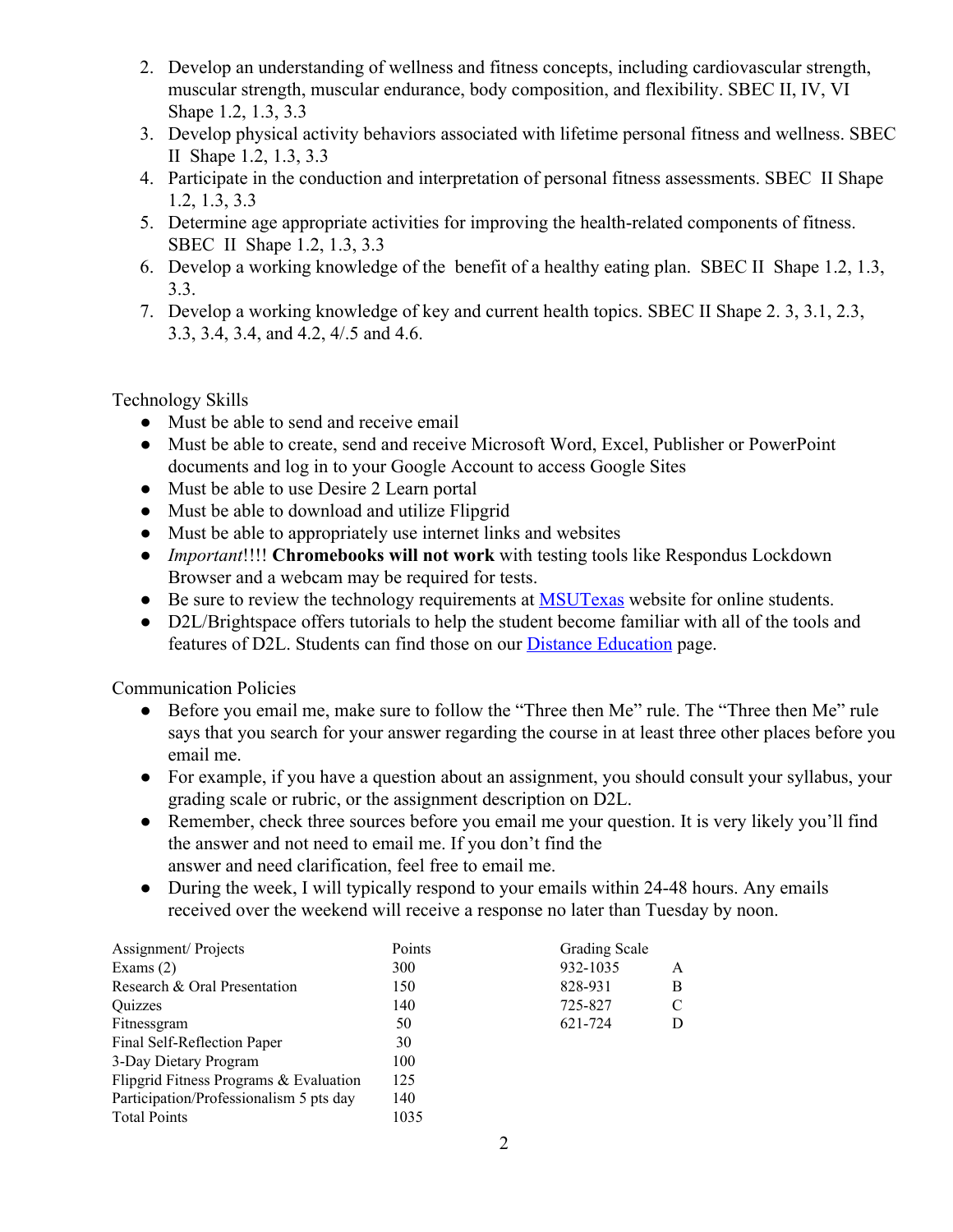2. Develop an understanding of wellness and fitness concepts, including cardiovascular strength, muscular strength, muscular endurance, body composition, and flexibility. SBEC II, IV, VI Shape 1.2, 1.3, 3.3
3. Develop physical activity behaviors associated with lifetime personal fitness and wellness. SBEC II Shape 1.2, 1.3, 3.3
4. Participate in the conduction and interpretation of personal fitness assessments. SBEC II Shape 1.2, 1.3, 3.3
5. Determine age appropriate activities for improving the health-related components of fitness. SBEC II Shape 1.2, 1.3, 3.3
6. Develop a working knowledge of the benefit of a healthy eating plan. SBEC II Shape 1.2, 1.3, 3.3.
7. Develop a working knowledge of key and current health topics. SBEC II Shape 2. 3, 3.1, 2.3, 3.3, 3.4, 3.4, and 4.2, 4/.5 and 4.6.

Technology Skills

- Must be able to send and receive email
- Must be able to create, send and receive Microsoft Word, Excel, Publisher or PowerPoint documents and log in to your Google Account to access Google Sites
- Must be able to use Desire 2 Learn portal
- Must be able to download and utilize Flipgrid
- Must be able to appropriately use internet links and websites
- *Important*!!!! **Chromebooks will not work** with testing tools like Respondus Lockdown Browser and a webcam may be required for tests.
- Be sure to review the technology requirements at MSUTexas website for online students.
- D2L/Brightspace offers tutorials to help the student become familiar with all of the tools and features of D2L. Students can find those on our Distance Education page.

Communication Policies

- Before you email me, make sure to follow the "Three then Me" rule. The "Three then Me" rule says that you search for your answer regarding the course in at least three other places before you email me.
- For example, if you have a question about an assignment, you should consult your syllabus, your grading scale or rubric, or the assignment description on D2L.
- Remember, check three sources before you email me your question. It is very likely you'll find the answer and not need to email me. If you don't find the answer and need clarification, feel free to email me.
- During the week, I will typically respond to your emails within 24-48 hours. Any emails received over the weekend will receive a response no later than Tuesday by noon.

| Assignment/ Projects | Points | Grading Scale | |
|---|---|---|---|
| Exams (2) | 300 | 932-1035 | A |
| Research & Oral Presentation | 150 | 828-931 | B |
| Quizzes | 140 | 725-827 | C |
| Fitnessgram | 50 | 621-724 | D |
| Final Self-Reflection Paper | 30 | | |
| 3-Day Dietary Program | 100 | | |
| Flipgrid Fitness Programs & Evaluation | 125 | | |
| Participation/Professionalism 5 pts day | 140 | | |
| Total Points | 1035 | | |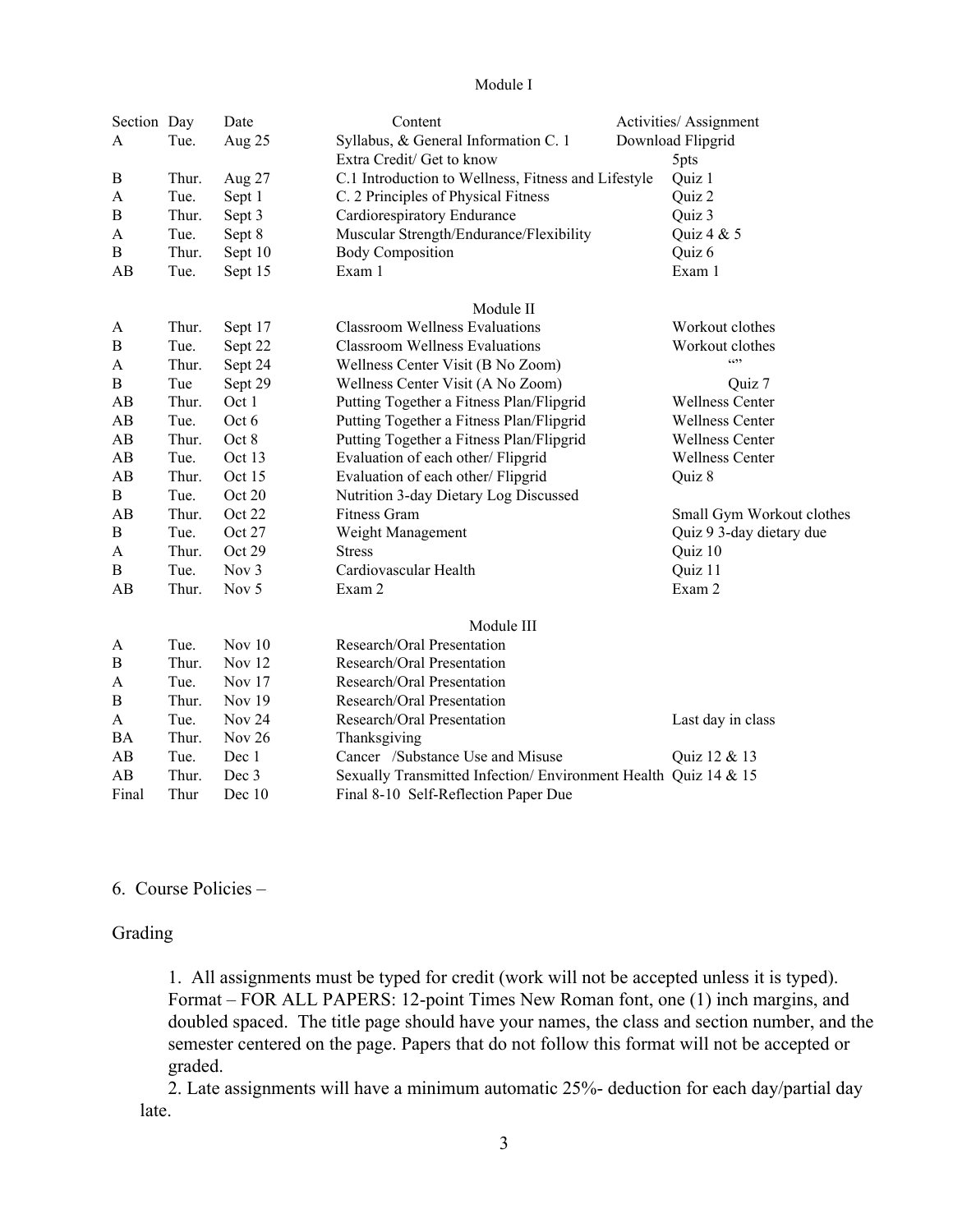## Module I

| Section | Day | Date | Content | Activities/ Assignment |
|---|---|---|---|---|
| A | Tue. | Aug 25 | Syllabus, & General Information C. 1 | Download Flipgrid |
| | | | Extra Credit/ Get to know | 5pts |
| B | Thur. | Aug 27 | C.1 Introduction to Wellness, Fitness and Lifestyle | Quiz 1 |
| A | Tue. | Sept 1 | C. 2 Principles of Physical Fitness | Quiz 2 |
| B | Thur. | Sept 3 | Cardiorespiratory Endurance | Quiz 3 |
| A | Tue. | Sept 8 | Muscular Strength/Endurance/Flexibility | Quiz 4 & 5 |
| B | Thur. | Sept 10 | Body Composition | Quiz 6 |
| AB | Tue. | Sept 15 | Exam 1 | Exam 1 |

## Module II

| Section | Day | Date | Content | Activities/ Assignment |
|---|---|---|---|---|
| A | Thur. | Sept 17 | Classroom Wellness Evaluations | Workout clothes |
| B | Tue. | Sept 22 | Classroom Wellness Evaluations | Workout clothes |
| A | Thur. | Sept 24 | Wellness Center Visit (B No Zoom) | “” |
| B | Tue | Sept 29 | Wellness Center Visit (A No Zoom) | Quiz 7 |
| AB | Thur. | Oct 1 | Putting Together a Fitness Plan/Flipgrid | Wellness Center |
| AB | Tue. | Oct 6 | Putting Together a Fitness Plan/Flipgrid | Wellness Center |
| AB | Thur. | Oct 8 | Putting Together a Fitness Plan/Flipgrid | Wellness Center |
| AB | Tue. | Oct 13 | Evaluation of each other/ Flipgrid | Wellness Center |
| AB | Thur. | Oct 15 | Evaluation of each other/ Flipgrid | Quiz 8 |
| B | Tue. | Oct 20 | Nutrition 3-day Dietary Log Discussed | |
| AB | Thur. | Oct 22 | Fitness Gram | Small Gym Workout clothes |
| B | Tue. | Oct 27 | Weight Management | Quiz 9 3-day dietary due |
| A | Thur. | Oct 29 | Stress | Quiz 10 |
| B | Tue. | Nov 3 | Cardiovascular Health | Quiz 11 |
| AB | Thur. | Nov 5 | Exam 2 | Exam 2 |

## Module III

| Section | Day | Date | Content | Activities/ Assignment |
|---|---|---|---|---|
| A | Tue. | Nov 10 | Research/Oral Presentation | |
| B | Thur. | Nov 12 | Research/Oral Presentation | |
| A | Tue. | Nov 17 | Research/Oral Presentation | |
| B | Thur. | Nov 19 | Research/Oral Presentation | |
| A | Tue. | Nov 24 | Research/Oral Presentation | Last day in class |
| BA | Thur. | Nov 26 | Thanksgiving | |
| AB | Tue. | Dec 1 | Cancer /Substance Use and Misuse | Quiz 12 & 13 |
| AB | Thur. | Dec 3 | Sexually Transmitted Infection/ Environment Health | Quiz 14 & 15 |
| Final | Thur | Dec 10 | Final 8-10 Self-Reflection Paper Due | |

6. Course Policies –

Grading

1. All assignments must be typed for credit (work will not be accepted unless it is typed). Format – FOR ALL PAPERS: 12-point Times New Roman font, one (1) inch margins, and doubled spaced. The title page should have your names, the class and section number, and the semester centered on the page. Papers that do not follow this format will not be accepted or graded.
2. Late assignments will have a minimum automatic 25%- deduction for each day/partial day late.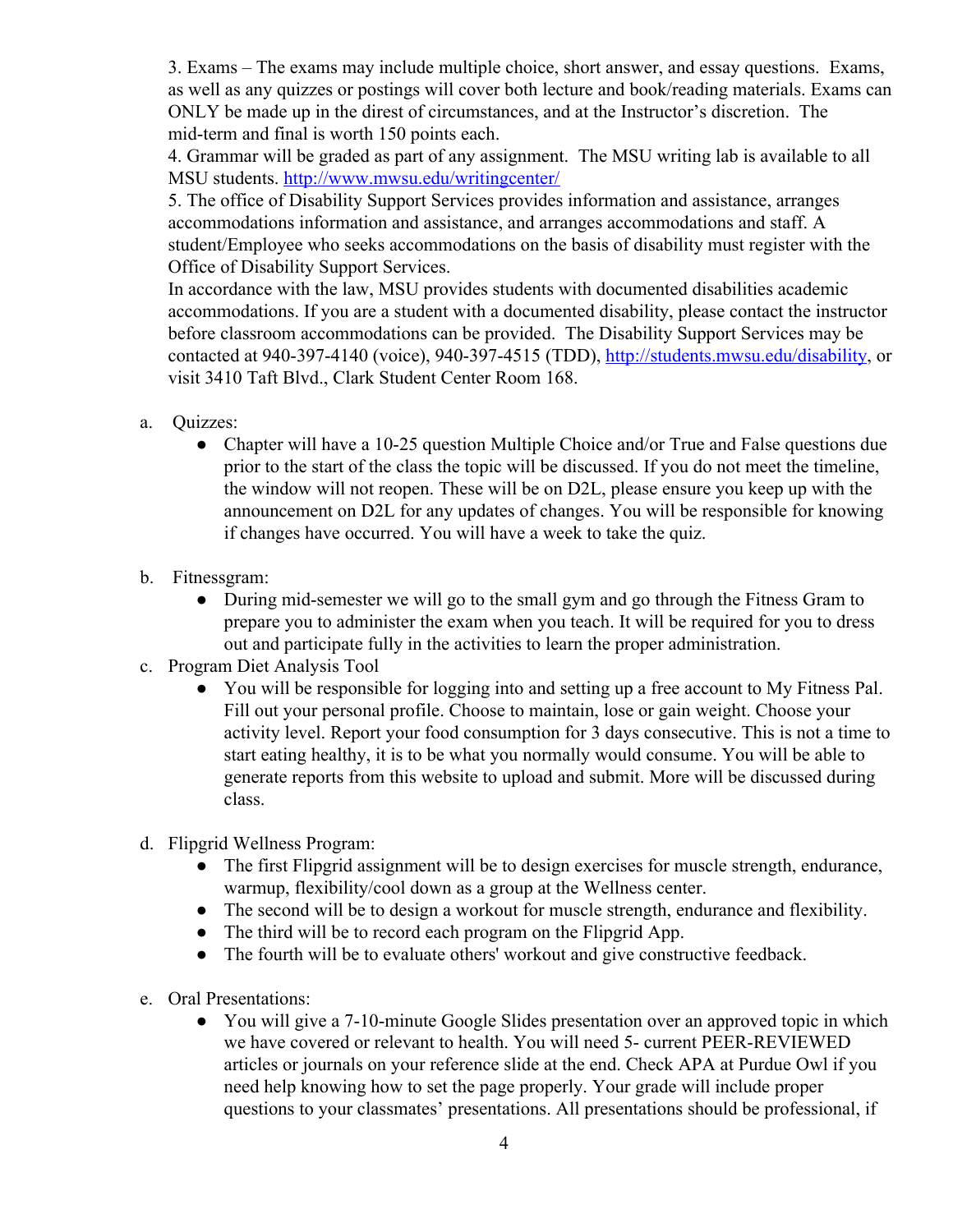3. Exams – The exams may include multiple choice, short answer, and essay questions. Exams, as well as any quizzes or postings will cover both lecture and book/reading materials. Exams can ONLY be made up in the direst of circumstances, and at the Instructor's discretion. The mid-term and final is worth 150 points each.

4. Grammar will be graded as part of any assignment. The MSU writing lab is available to all MSU students. http://www.mwsu.edu/writingcenter/

5. The office of Disability Support Services provides information and assistance, arranges accommodations information and assistance, and arranges accommodations and staff. A student/Employee who seeks accommodations on the basis of disability must register with the Office of Disability Support Services.

In accordance with the law, MSU provides students with documented disabilities academic accommodations. If you are a student with a documented disability, please contact the instructor before classroom accommodations can be provided. The Disability Support Services may be contacted at 940-397-4140 (voice), 940-397-4515 (TDD), http://students.mwsu.edu/disability, or visit 3410 Taft Blvd., Clark Student Center Room 168.

a. Quizzes:
   - Chapter will have a 10-25 question Multiple Choice and/or True and False questions due prior to the start of the class the topic will be discussed. If you do not meet the timeline, the window will not reopen. These will be on D2L, please ensure you keep up with the announcement on D2L for any updates of changes. You will be responsible for knowing if changes have occurred. You will have a week to take the quiz.

b. Fitnessgram:
   - During mid-semester we will go to the small gym and go through the Fitness Gram to prepare you to administer the exam when you teach. It will be required for you to dress out and participate fully in the activities to learn the proper administration.

c. Program Diet Analysis Tool
   - You will be responsible for logging into and setting up a free account to My Fitness Pal. Fill out your personal profile. Choose to maintain, lose or gain weight. Choose your activity level. Report your food consumption for 3 days consecutive. This is not a time to start eating healthy, it is to be what you normally would consume. You will be able to generate reports from this website to upload and submit. More will be discussed during class.

d. Flipgrid Wellness Program:
   - The first Flipgrid assignment will be to design exercises for muscle strength, endurance, warmup, flexibility/cool down as a group at the Wellness center.
   - The second will be to design a workout for muscle strength, endurance and flexibility.
   - The third will be to record each program on the Flipgrid App.
   - The fourth will be to evaluate others' workout and give constructive feedback.

e. Oral Presentations:
   - You will give a 7-10-minute Google Slides presentation over an approved topic in which we have covered or relevant to health. You will need 5- current PEER-REVIEWED articles or journals on your reference slide at the end. Check APA at Purdue Owl if you need help knowing how to set the page properly. Your grade will include proper questions to your classmates' presentations. All presentations should be professional, if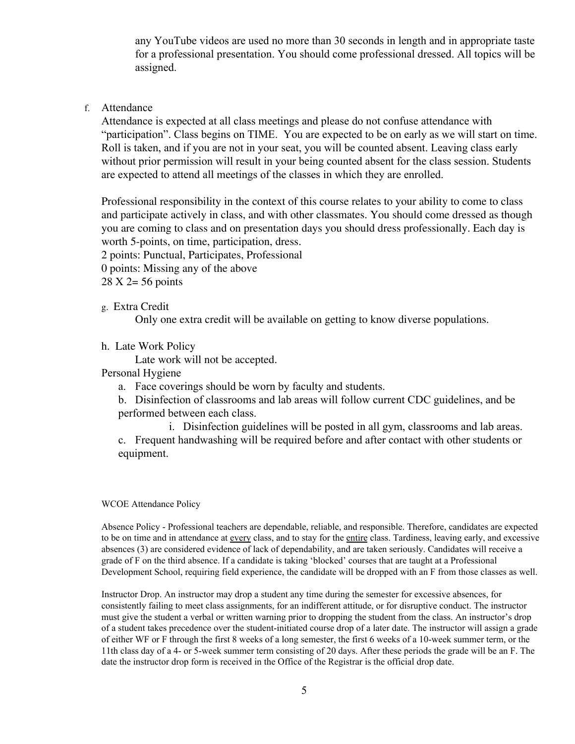any YouTube videos are used no more than 30 seconds in length and in appropriate taste for a professional presentation. You should come professional dressed. All topics will be assigned.

f. Attendance

Attendance is expected at all class meetings and please do not confuse attendance with "participation". Class begins on TIME. You are expected to be on early as we will start on time. Roll is taken, and if you are not in your seat, you will be counted absent. Leaving class early without prior permission will result in your being counted absent for the class session. Students are expected to attend all meetings of the classes in which they are enrolled.

Professional responsibility in the context of this course relates to your ability to come to class and participate actively in class, and with other classmates. You should come dressed as though you are coming to class and on presentation days you should dress professionally. Each day is worth 5-points, on time, participation, dress.
2 points: Punctual, Participates, Professional
0 points: Missing any of the above
28 X 2= 56 points

g. Extra Credit

Only one extra credit will be available on getting to know diverse populations.

h. Late Work Policy

Late work will not be accepted.

Personal Hygiene

a. Face coverings should be worn by faculty and students.

b. Disinfection of classrooms and lab areas will follow current CDC guidelines, and be performed between each class.

   i. Disinfection guidelines will be posted in all gym, classrooms and lab areas.

c. Frequent handwashing will be required before and after contact with other students or equipment.

WCOE Attendance Policy

Absence Policy - Professional teachers are dependable, reliable, and responsible. Therefore, candidates are expected to be on time and in attendance at <u>every</u> class, and to stay for the <u>entire</u> class. Tardiness, leaving early, and excessive absences (3) are considered evidence of lack of dependability, and are taken seriously. Candidates will receive a grade of F on the third absence. If a candidate is taking 'blocked' courses that are taught at a Professional Development School, requiring field experience, the candidate will be dropped with an F from those classes as well.

Instructor Drop. An instructor may drop a student any time during the semester for excessive absences, for consistently failing to meet class assignments, for an indifferent attitude, or for disruptive conduct. The instructor must give the student a verbal or written warning prior to dropping the student from the class. An instructor's drop of a student takes precedence over the student-initiated course drop of a later date. The instructor will assign a grade of either WF or F through the first 8 weeks of a long semester, the first 6 weeks of a 10-week summer term, or the 11th class day of a 4- or 5-week summer term consisting of 20 days. After these periods the grade will be an F. The date the instructor drop form is received in the Office of the Registrar is the official drop date.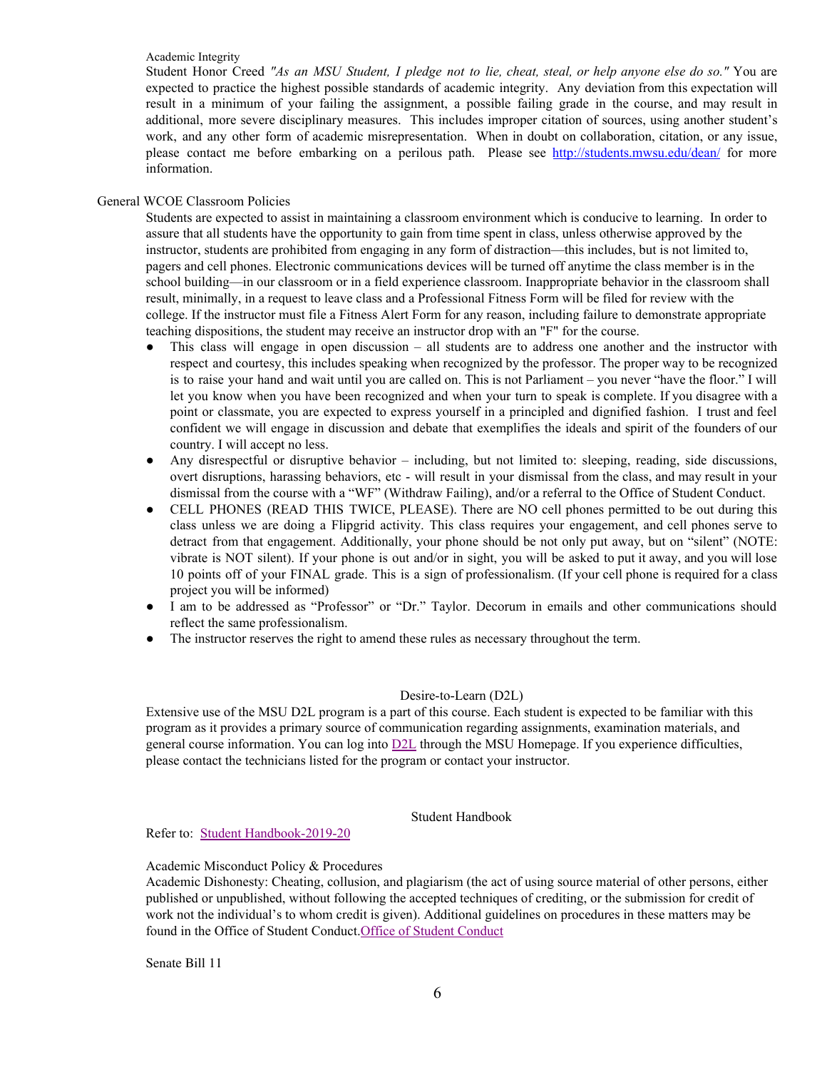Academic Integrity

Student Honor Creed *"As an MSU Student, I pledge not to lie, cheat, steal, or help anyone else do so."* You are expected to practice the highest possible standards of academic integrity. Any deviation from this expectation will result in a minimum of your failing the assignment, a possible failing grade in the course, and may result in additional, more severe disciplinary measures. This includes improper citation of sources, using another student's work, and any other form of academic misrepresentation. When in doubt on collaboration, citation, or any issue, please contact me before embarking on a perilous path. Please see [http://students.mwsu.edu/dean/](http://students.mwsu.edu/dean/) for more information.

General WCOE Classroom Policies

Students are expected to assist in maintaining a classroom environment which is conducive to learning. In order to assure that all students have the opportunity to gain from time spent in class, unless otherwise approved by the instructor, students are prohibited from engaging in any form of distraction—this includes, but is not limited to, pagers and cell phones. Electronic communications devices will be turned off anytime the class member is in the school building—in our classroom or in a field experience classroom. Inappropriate behavior in the classroom shall result, minimally, in a request to leave class and a Professional Fitness Form will be filed for review with the college. If the instructor must file a Fitness Alert Form for any reason, including failure to demonstrate appropriate teaching dispositions, the student may receive an instructor drop with an "F" for the course.

- This class will engage in open discussion – all students are to address one another and the instructor with respect and courtesy, this includes speaking when recognized by the professor. The proper way to be recognized is to raise your hand and wait until you are called on. This is not Parliament – you never "have the floor." I will let you know when you have been recognized and when your turn to speak is complete. If you disagree with a point or classmate, you are expected to express yourself in a principled and dignified fashion. I trust and feel confident we will engage in discussion and debate that exemplifies the ideals and spirit of the founders of our country. I will accept no less.
- Any disrespectful or disruptive behavior – including, but not limited to: sleeping, reading, side discussions, overt disruptions, harassing behaviors, etc - will result in your dismissal from the class, and may result in your dismissal from the course with a "WF" (Withdraw Failing), and/or a referral to the Office of Student Conduct.
- CELL PHONES (READ THIS TWICE, PLEASE). There are NO cell phones permitted to be out during this class unless we are doing a Flipgrid activity. This class requires your engagement, and cell phones serve to detract from that engagement. Additionally, your phone should be not only put away, but on "silent" (NOTE: vibrate is NOT silent). If your phone is out and/or in sight, you will be asked to put it away, and you will lose 10 points off of your FINAL grade. This is a sign of professionalism. (If your cell phone is required for a class project you will be informed)
- I am to be addressed as "Professor" or "Dr." Taylor. Decorum in emails and other communications should reflect the same professionalism.
- The instructor reserves the right to amend these rules as necessary throughout the term.

## Desire-to-Learn (D2L)

Extensive use of the MSU D2L program is a part of this course. Each student is expected to be familiar with this program as it provides a primary source of communication regarding assignments, examination materials, and general course information. You can log into D2L through the MSU Homepage. If you experience difficulties, please contact the technicians listed for the program or contact your instructor.

## Student Handbook

Refer to: Student Handbook-2019-20

Academic Misconduct Policy & Procedures

Academic Dishonesty: Cheating, collusion, and plagiarism (the act of using source material of other persons, either published or unpublished, without following the accepted techniques of crediting, or the submission for credit of work not the individual's to whom credit is given). Additional guidelines on procedures in these matters may be found in the Office of Student Conduct.Office of Student Conduct

Senate Bill 11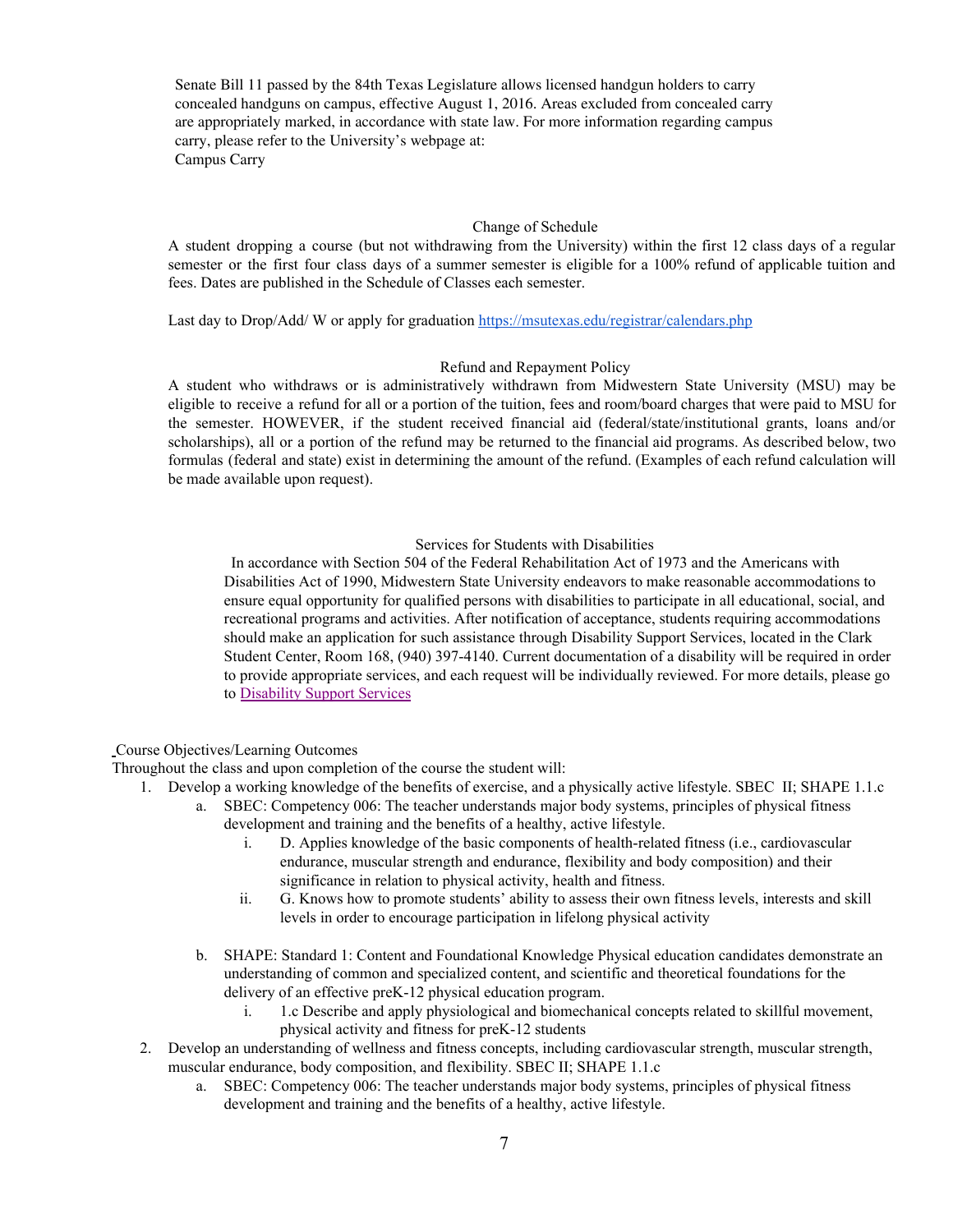Senate Bill 11 passed by the 84th Texas Legislature allows licensed handgun holders to carry concealed handguns on campus, effective August 1, 2016. Areas excluded from concealed carry are appropriately marked, in accordance with state law. For more information regarding campus carry, please refer to the University's webpage at:
Campus Carry

### Change of Schedule

A student dropping a course (but not withdrawing from the University) within the first 12 class days of a regular semester or the first four class days of a summer semester is eligible for a 100% refund of applicable tuition and fees. Dates are published in the Schedule of Classes each semester.

Last day to Drop/Add/ W or apply for graduation https://msutexas.edu/registrar/calendars.php

### Refund and Repayment Policy

A student who withdraws or is administratively withdrawn from Midwestern State University (MSU) may be eligible to receive a refund for all or a portion of the tuition, fees and room/board charges that were paid to MSU for the semester. HOWEVER, if the student received financial aid (federal/state/institutional grants, loans and/or scholarships), all or a portion of the refund may be returned to the financial aid programs. As described below, two formulas (federal and state) exist in determining the amount of the refund. (Examples of each refund calculation will be made available upon request).

### Services for Students with Disabilities

In accordance with Section 504 of the Federal Rehabilitation Act of 1973 and the Americans with Disabilities Act of 1990, Midwestern State University endeavors to make reasonable accommodations to ensure equal opportunity for qualified persons with disabilities to participate in all educational, social, and recreational programs and activities. After notification of acceptance, students requiring accommodations should make an application for such assistance through Disability Support Services, located in the Clark Student Center, Room 168, (940) 397-4140. Current documentation of a disability will be required in order to provide appropriate services, and each request will be individually reviewed. For more details, please go to Disability Support Services

Course Objectives/Learning Outcomes

Throughout the class and upon completion of the course the student will:

1. Develop a working knowledge of the benefits of exercise, and a physically active lifestyle. SBEC II; SHAPE 1.1.c
   a. SBEC: Competency 006: The teacher understands major body systems, principles of physical fitness development and training and the benefits of a healthy, active lifestyle.
      i. D. Applies knowledge of the basic components of health-related fitness (i.e., cardiovascular endurance, muscular strength and endurance, flexibility and body composition) and their significance in relation to physical activity, health and fitness.
      ii. G. Knows how to promote students' ability to assess their own fitness levels, interests and skill levels in order to encourage participation in lifelong physical activity
   b. SHAPE: Standard 1: Content and Foundational Knowledge Physical education candidates demonstrate an understanding of common and specialized content, and scientific and theoretical foundations for the delivery of an effective preK-12 physical education program.
      i. 1.c Describe and apply physiological and biomechanical concepts related to skillful movement, physical activity and fitness for preK-12 students
2. Develop an understanding of wellness and fitness concepts, including cardiovascular strength, muscular strength, muscular endurance, body composition, and flexibility. SBEC II; SHAPE 1.1.c
   a. SBEC: Competency 006: The teacher understands major body systems, principles of physical fitness development and training and the benefits of a healthy, active lifestyle.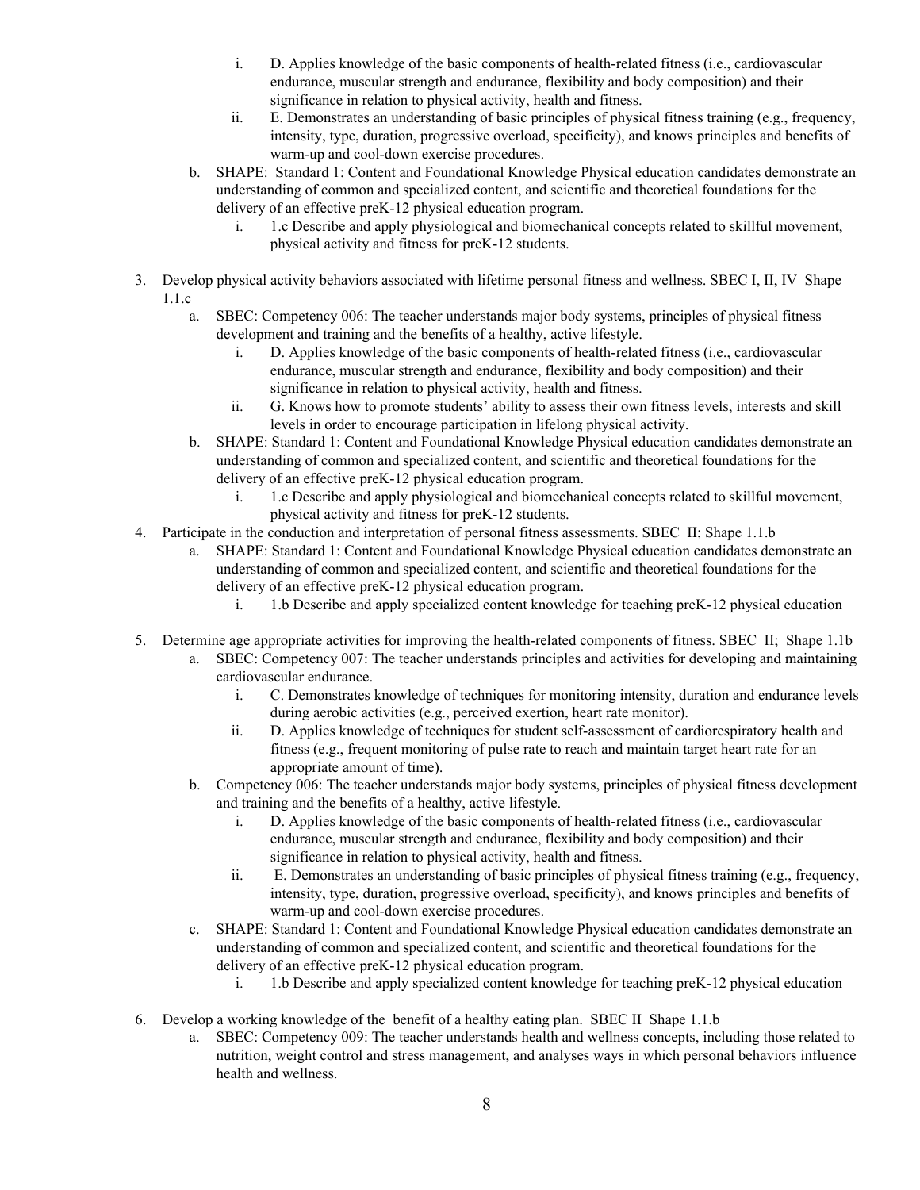i. D. Applies knowledge of the basic components of health-related fitness (i.e., cardiovascular endurance, muscular strength and endurance, flexibility and body composition) and their significance in relation to physical activity, health and fitness.
    ii. E. Demonstrates an understanding of basic principles of physical fitness training (e.g., frequency, intensity, type, duration, progressive overload, specificity), and knows principles and benefits of warm-up and cool-down exercise procedures.
  b. SHAPE: Standard 1: Content and Foundational Knowledge Physical education candidates demonstrate an understanding of common and specialized content, and scientific and theoretical foundations for the delivery of an effective preK-12 physical education program.
    i. 1.c Describe and apply physiological and biomechanical concepts related to skillful movement, physical activity and fitness for preK-12 students.

3. Develop physical activity behaviors associated with lifetime personal fitness and wellness. SBEC I, II, IV Shape 1.1.c
   a. SBEC: Competency 006: The teacher understands major body systems, principles of physical fitness development and training and the benefits of a healthy, active lifestyle.
      i. D. Applies knowledge of the basic components of health-related fitness (i.e., cardiovascular endurance, muscular strength and endurance, flexibility and body composition) and their significance in relation to physical activity, health and fitness.
      ii. G. Knows how to promote students' ability to assess their own fitness levels, interests and skill levels in order to encourage participation in lifelong physical activity.
   b. SHAPE: Standard 1: Content and Foundational Knowledge Physical education candidates demonstrate an understanding of common and specialized content, and scientific and theoretical foundations for the delivery of an effective preK-12 physical education program.
      i. 1.c Describe and apply physiological and biomechanical concepts related to skillful movement, physical activity and fitness for preK-12 students.
4. Participate in the conduction and interpretation of personal fitness assessments. SBEC II; Shape 1.1.b
   a. SHAPE: Standard 1: Content and Foundational Knowledge Physical education candidates demonstrate an understanding of common and specialized content, and scientific and theoretical foundations for the delivery of an effective preK-12 physical education program.
      i. 1.b Describe and apply specialized content knowledge for teaching preK-12 physical education

5. Determine age appropriate activities for improving the health-related components of fitness. SBEC II; Shape 1.1b
   a. SBEC: Competency 007: The teacher understands principles and activities for developing and maintaining cardiovascular endurance.
      i. C. Demonstrates knowledge of techniques for monitoring intensity, duration and endurance levels during aerobic activities (e.g., perceived exertion, heart rate monitor).
      ii. D. Applies knowledge of techniques for student self-assessment of cardiorespiratory health and fitness (e.g., frequent monitoring of pulse rate to reach and maintain target heart rate for an appropriate amount of time).
   b. Competency 006: The teacher understands major body systems, principles of physical fitness development and training and the benefits of a healthy, active lifestyle.
      i. D. Applies knowledge of the basic components of health-related fitness (i.e., cardiovascular endurance, muscular strength and endurance, flexibility and body composition) and their significance in relation to physical activity, health and fitness.
      ii. E. Demonstrates an understanding of basic principles of physical fitness training (e.g., frequency, intensity, type, duration, progressive overload, specificity), and knows principles and benefits of warm-up and cool-down exercise procedures.
   c. SHAPE: Standard 1: Content and Foundational Knowledge Physical education candidates demonstrate an understanding of common and specialized content, and scientific and theoretical foundations for the delivery of an effective preK-12 physical education program.
      i. 1.b Describe and apply specialized content knowledge for teaching preK-12 physical education

6. Develop a working knowledge of the benefit of a healthy eating plan. SBEC II Shape 1.1.b
   a. SBEC: Competency 009: The teacher understands health and wellness concepts, including those related to nutrition, weight control and stress management, and analyses ways in which personal behaviors influence health and wellness.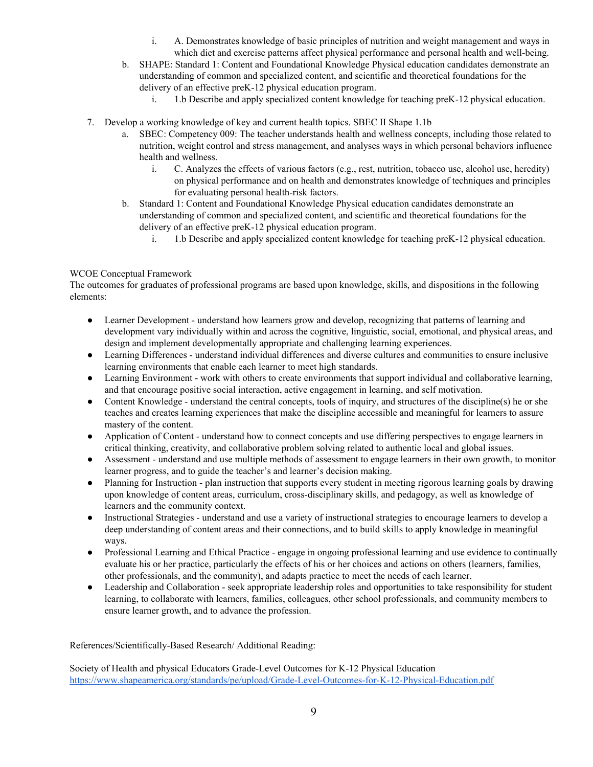i. A. Demonstrates knowledge of basic principles of nutrition and weight management and ways in which diet and exercise patterns affect physical performance and personal health and well-being.
    b. SHAPE: Standard 1: Content and Foundational Knowledge Physical education candidates demonstrate an understanding of common and specialized content, and scientific and theoretical foundations for the delivery of an effective preK-12 physical education program.
        i. 1.b Describe and apply specialized content knowledge for teaching preK-12 physical education.

7. Develop a working knowledge of key and current health topics. SBEC II Shape 1.1b
    a. SBEC: Competency 009: The teacher understands health and wellness concepts, including those related to nutrition, weight control and stress management, and analyses ways in which personal behaviors influence health and wellness.
        i. C. Analyzes the effects of various factors (e.g., rest, nutrition, tobacco use, alcohol use, heredity) on physical performance and on health and demonstrates knowledge of techniques and principles for evaluating personal health-risk factors.
    b. Standard 1: Content and Foundational Knowledge Physical education candidates demonstrate an understanding of common and specialized content, and scientific and theoretical foundations for the delivery of an effective preK-12 physical education program.
        i. 1.b Describe and apply specialized content knowledge for teaching preK-12 physical education.

WCOE Conceptual Framework

The outcomes for graduates of professional programs are based upon knowledge, skills, and dispositions in the following elements:

- Learner Development - understand how learners grow and develop, recognizing that patterns of learning and development vary individually within and across the cognitive, linguistic, social, emotional, and physical areas, and design and implement developmentally appropriate and challenging learning experiences.
- Learning Differences - understand individual differences and diverse cultures and communities to ensure inclusive learning environments that enable each learner to meet high standards.
- Learning Environment - work with others to create environments that support individual and collaborative learning, and that encourage positive social interaction, active engagement in learning, and self motivation.
- Content Knowledge - understand the central concepts, tools of inquiry, and structures of the discipline(s) he or she teaches and creates learning experiences that make the discipline accessible and meaningful for learners to assure mastery of the content.
- Application of Content - understand how to connect concepts and use differing perspectives to engage learners in critical thinking, creativity, and collaborative problem solving related to authentic local and global issues.
- Assessment - understand and use multiple methods of assessment to engage learners in their own growth, to monitor learner progress, and to guide the teacher's and learner's decision making.
- Planning for Instruction - plan instruction that supports every student in meeting rigorous learning goals by drawing upon knowledge of content areas, curriculum, cross-disciplinary skills, and pedagogy, as well as knowledge of learners and the community context.
- Instructional Strategies - understand and use a variety of instructional strategies to encourage learners to develop a deep understanding of content areas and their connections, and to build skills to apply knowledge in meaningful ways.
- Professional Learning and Ethical Practice - engage in ongoing professional learning and use evidence to continually evaluate his or her practice, particularly the effects of his or her choices and actions on others (learners, families, other professionals, and the community), and adapts practice to meet the needs of each learner.
- Leadership and Collaboration - seek appropriate leadership roles and opportunities to take responsibility for student learning, to collaborate with learners, families, colleagues, other school professionals, and community members to ensure learner growth, and to advance the profession.

References/Scientifically-Based Research/ Additional Reading:

Society of Health and physical Educators Grade-Level Outcomes for K-12 Physical Education
https://www.shapeamerica.org/standards/pe/upload/Grade-Level-Outcomes-for-K-12-Physical-Education.pdf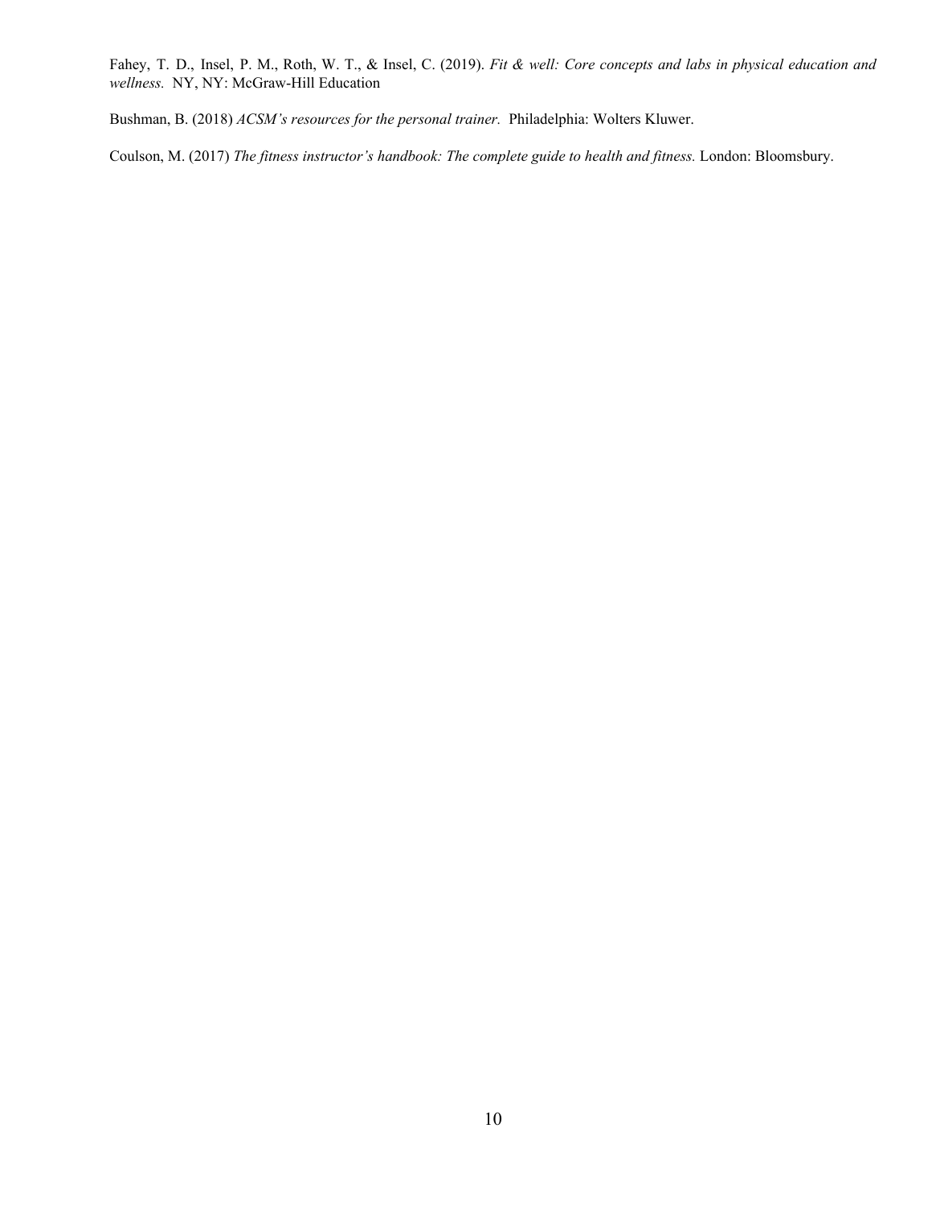Fahey, T. D., Insel, P. M., Roth, W. T., & Insel, C. (2019). *Fit & well: Core concepts and labs in physical education and wellness.* NY, NY: McGraw-Hill Education

Bushman, B. (2018) *ACSM's resources for the personal trainer.* Philadelphia: Wolters Kluwer.

Coulson, M. (2017) *The fitness instructor's handbook: The complete guide to health and fitness.* London: Bloomsbury.